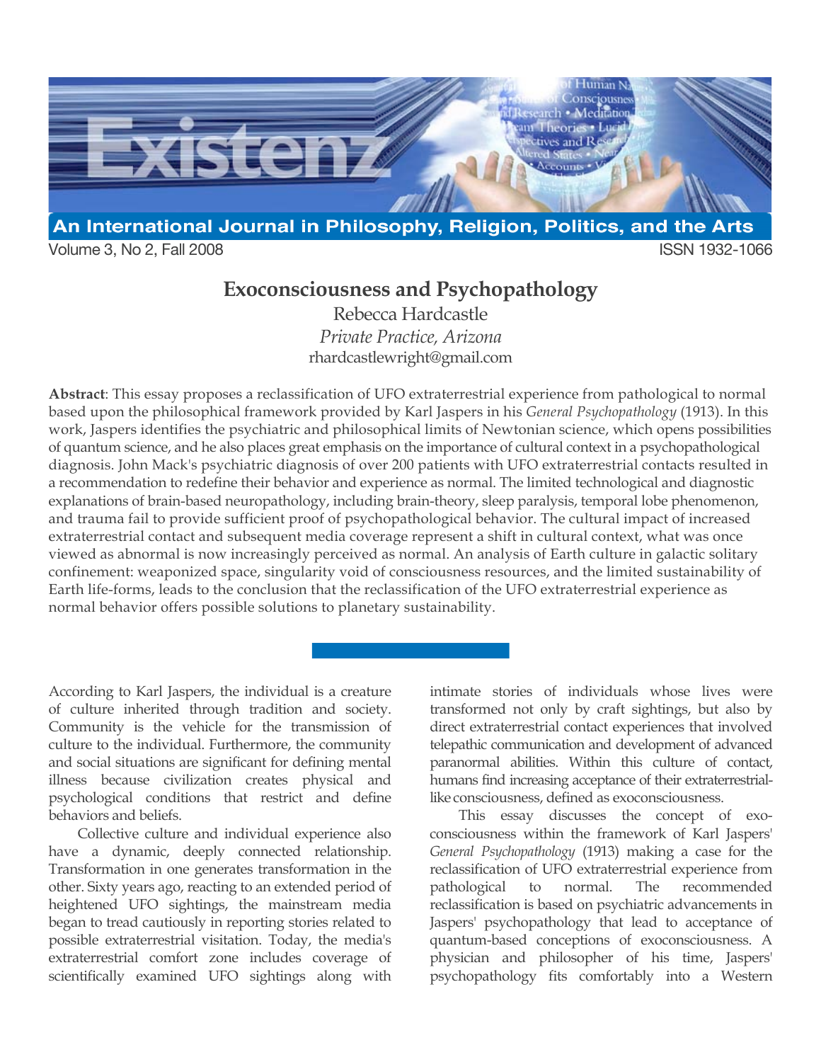# Exoconsciousness and Psychopathology

Rebecca Hardcastle

*Private Practice, Arizona*

rhardcastlewright@gmail.com

**Abstract**: This essay proposes a reclassification of UFO extraterrestrial experience from pathological to normal based upon the philosophical framework provided by Karl Jaspers in his *General Psychopathology* (1913). In this work, Jaspers identifies the psychiatric and philosophical limits of Newtonian science, which opens possibilities of quantum science, and he also places great emphasis on the importance of cultural context in a psychopathological diagnosis. John Mack's psychiatric diagnosis of over 200 patients with UFO extraterrestrial contacts resulted in a recommendation to redefine their behavior and experience as normal. The limited technological and diagnostic explanations of brain-based neuropathology, including brain-theory, sleep paralysis, temporal lobe phenomenon, and trauma fail to provide sufficient proof of psychopathological behavior. The cultural impact of increased extraterrestrial contact and subsequent media coverage represent a shift in cultural context, what was once viewed as abnormal is now increasingly perceived as normal. An analysis of Earth culture in galactic solitary confinement: weaponized space, singularity void of consciousness resources, and the limited sustainability of Earth life-forms, leads to the conclusion that the reclassification of the UFO extraterrestrial experience as normal behavior offers possible solutions to planetary sustainability.

According to Karl Jaspers, the individual is a creature of culture inherited through tradition and society. Community is the vehicle for the transmission of culture to the individual. Furthermore, the community and social situations are significant for defining mental illness because civilization creates physical and psychological conditions that restrict and define behaviors and beliefs.

Collective culture and individual experience also have a dynamic, deeply connected relationship. Transformation in one generates transformation in the other. Sixty years ago, reacting to an extended period of heightened UFO sightings, the mainstream media began to tread cautiously in reporting stories related to possible extraterrestrial visitation. Today, the media's extraterrestrial comfort zone includes coverage of scientifically examined UFO sightings along with intimate stories of individuals whose lives were transformed not only by craft sightings, but also by direct extraterrestrial contact experiences that involved telepathic communication and development of advanced paranormal abilities. Within this culture of contact, humans find increasing acceptance of their extraterrestrial-like consciousness, defined as exoconsciousness.

This essay discusses the concept of exoconsciousness within the framework of Karl Jaspers' *General Psychopathology* (1913) making a case for the reclassification of UFO extraterrestrial experience from pathological to normal. The recommended reclassification is based on psychiatric advancements in Jaspers' psychopathology that lead to acceptance of quantum-based conceptions of exoconsciousness. A physician and philosopher of his time, Jaspers' psychopathology fits comfortably into a Western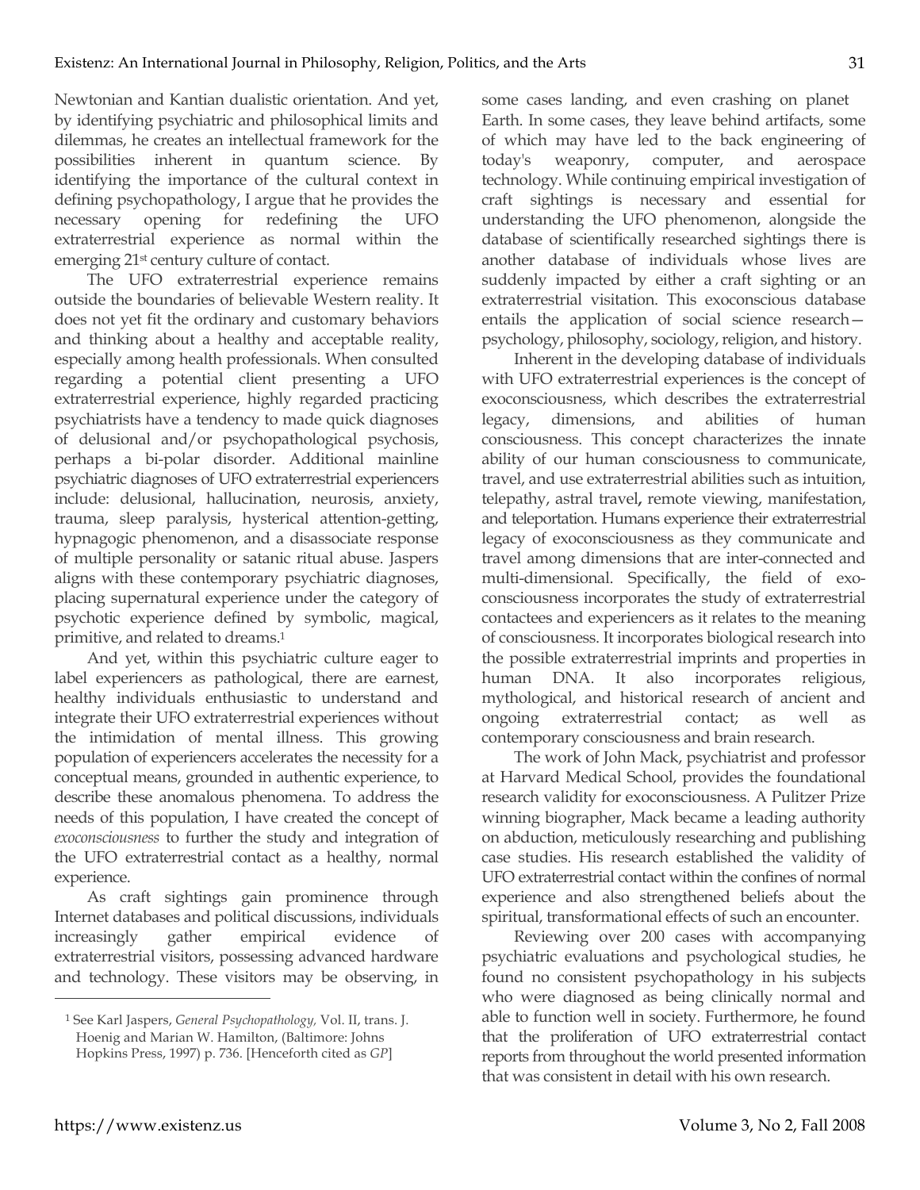Newtonian and Kantian dualistic orientation. And yet, by identifying psychiatric and philosophical limits and dilemmas, he creates an intellectual framework for the possibilities inherent in quantum science. By identifying the importance of the cultural context in defining psychopathology, I argue that he provides the necessary opening for redefining the UFO extraterrestrial experience as normal within the emerging 21st century culture of contact.

The UFO extraterrestrial experience remains outside the boundaries of believable Western reality. It does not yet fit the ordinary and customary behaviors and thinking about a healthy and acceptable reality, especially among health professionals. When consulted regarding a potential client presenting a UFO extraterrestrial experience, highly regarded practicing psychiatrists have a tendency to made quick diagnoses of delusional and/or psychopathological psychosis, perhaps a bi-polar disorder. Additional mainline psychiatric diagnoses of UFO extraterrestrial experiencers include: delusional, hallucination, neurosis, anxiety, trauma, sleep paralysis, hysterical attention-getting, hypnagogic phenomenon, and a disassociate response of multiple personality or satanic ritual abuse. Jaspers aligns with these contemporary psychiatric diagnoses, placing supernatural experience under the category of psychotic experience defined by symbolic, magical, primitive, and related to dreams.[1]

And yet, within this psychiatric culture eager to label experiencers as pathological, there are earnest, healthy individuals enthusiastic to understand and integrate their UFO extraterrestrial experiences without the intimidation of mental illness. This growing population of experiencers accelerates the necessity for a conceptual means, grounded in authentic experience, to describe these anomalous phenomena. To address the needs of this population, I have created the concept of *exoconsciousness* to further the study and integration of the UFO extraterrestrial contact as a healthy, normal experience.

As craft sightings gain prominence through Internet databases and political discussions, individuals increasingly gather empirical evidence of extraterrestrial visitors, possessing advanced hardware and technology. These visitors may be observing, in some cases landing, and even crashing on planet Earth. In some cases, they leave behind artifacts, some of which may have led to the back engineering of today's weaponry, computer, and aerospace technology. While continuing empirical investigation of craft sightings is necessary and essential for understanding the UFO phenomenon, alongside the database of scientifically researched sightings there is another database of individuals whose lives are suddenly impacted by either a craft sighting or an extraterrestrial visitation. This exoconscious database entails the application of social science research—psychology, philosophy, sociology, religion, and history.

Inherent in the developing database of individuals with UFO extraterrestrial experiences is the concept of exoconsciousness, which describes the extraterrestrial legacy, dimensions, and abilities of human consciousness. This concept characterizes the innate ability of our human consciousness to communicate, travel, and use extraterrestrial abilities such as intuition, telepathy, astral travel, remote viewing, manifestation, and teleportation. Humans experience their extraterrestrial legacy of exoconsciousness as they communicate and travel among dimensions that are inter-connected and multi-dimensional. Specifically, the field of exo-consciousness incorporates the study of extraterrestrial contactees and experiencers as it relates to the meaning of consciousness. It incorporates biological research into the possible extraterrestrial imprints and properties in human DNA. It also incorporates religious, mythological, and historical research of ancient and ongoing extraterrestrial contact; as well as contemporary consciousness and brain research.

The work of John Mack, psychiatrist and professor at Harvard Medical School, provides the foundational research validity for exoconsciousness. A Pulitzer Prize winning biographer, Mack became a leading authority on abduction, meticulously researching and publishing case studies. His research established the validity of UFO extraterrestrial contact within the confines of normal experience and also strengthened beliefs about the spiritual, transformational effects of such an encounter.

Reviewing over 200 cases with accompanying psychiatric evaluations and psychological studies, he found no consistent psychopathology in his subjects who were diagnosed as being clinically normal and able to function well in society. Furthermore, he found that the proliferation of UFO extraterrestrial contact reports from throughout the world presented information that was consistent in detail with his own research.

---

[1] See Karl Jaspers, *General Psychopathology,* Vol. II, trans. J. Hoenig and Marian W. Hamilton, (Baltimore: Johns Hopkins Press, 1997) p. 736. [Henceforth cited as *GP*]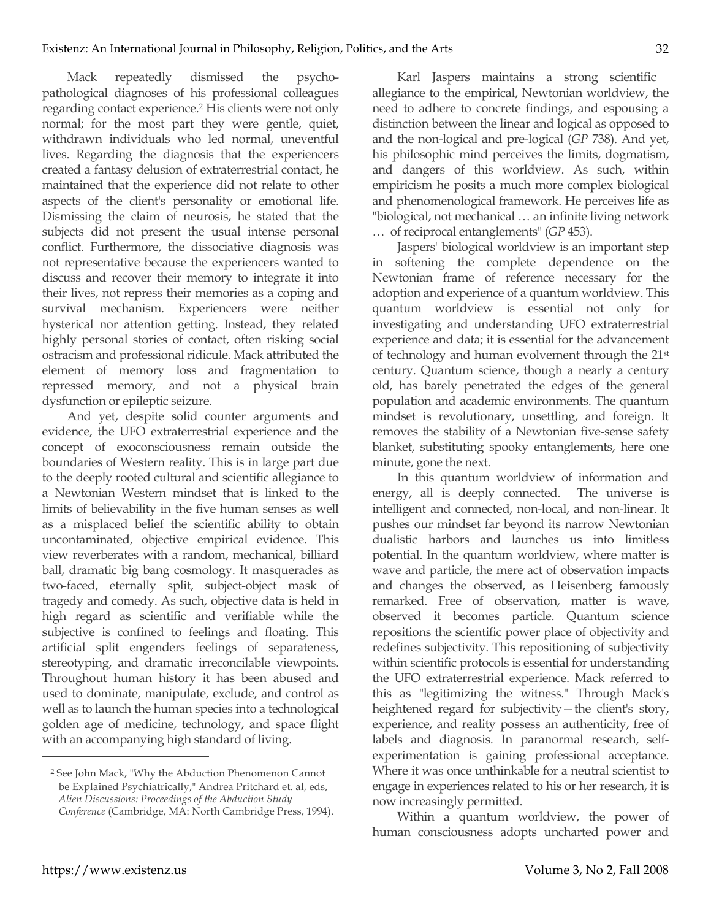Mack repeatedly dismissed the psychopathological diagnoses of his professional colleagues regarding contact experience.[2] His clients were not only normal; for the most part they were gentle, quiet, withdrawn individuals who led normal, uneventful lives. Regarding the diagnosis that the experiencers created a fantasy delusion of extraterrestrial contact, he maintained that the experience did not relate to other aspects of the client's personality or emotional life. Dismissing the claim of neurosis, he stated that the subjects did not present the usual intense personal conflict. Furthermore, the dissociative diagnosis was not representative because the experiencers wanted to discuss and recover their memory to integrate it into their lives, not repress their memories as a coping and survival mechanism. Experiencers were neither hysterical nor attention getting. Instead, they related highly personal stories of contact, often risking social ostracism and professional ridicule. Mack attributed the element of memory loss and fragmentation to repressed memory, and not a physical brain dysfunction or epileptic seizure.

And yet, despite solid counter arguments and evidence, the UFO extraterrestrial experience and the concept of exoconsciousness remain outside the boundaries of Western reality. This is in large part due to the deeply rooted cultural and scientific allegiance to a Newtonian Western mindset that is linked to the limits of believability in the five human senses as well as a misplaced belief the scientific ability to obtain uncontaminated, objective empirical evidence. This view reverberates with a random, mechanical, billiard ball, dramatic big bang cosmology. It masquerades as two-faced, eternally split, subject-object mask of tragedy and comedy. As such, objective data is held in high regard as scientific and verifiable while the subjective is confined to feelings and floating. This artificial split engenders feelings of separateness, stereotyping, and dramatic irreconcilable viewpoints. Throughout human history it has been abused and used to dominate, manipulate, exclude, and control as well as to launch the human species into a technological golden age of medicine, technology, and space flight with an accompanying high standard of living.

Karl Jaspers maintains a strong scientific allegiance to the empirical, Newtonian worldview, the need to adhere to concrete findings, and espousing a distinction between the linear and logical as opposed to and the non-logical and pre-logical (*GP* 738). And yet, his philosophic mind perceives the limits, dogmatism, and dangers of this worldview. As such, within empiricism he posits a much more complex biological and phenomenological framework. He perceives life as "biological, not mechanical … an infinite living network … of reciprocal entanglements" (*GP* 453).

Jaspers' biological worldview is an important step in softening the complete dependence on the Newtonian frame of reference necessary for the adoption and experience of a quantum worldview. This quantum worldview is essential not only for investigating and understanding UFO extraterrestrial experience and data; it is essential for the advancement of technology and human evolvement through the 21st century. Quantum science, though a nearly a century old, has barely penetrated the edges of the general population and academic environments. The quantum mindset is revolutionary, unsettling, and foreign. It removes the stability of a Newtonian five-sense safety blanket, substituting spooky entanglements, here one minute, gone the next.

In this quantum worldview of information and energy, all is deeply connected. The universe is intelligent and connected, non-local, and non-linear. It pushes our mindset far beyond its narrow Newtonian dualistic harbors and launches us into limitless potential. In the quantum worldview, where matter is wave and particle, the mere act of observation impacts and changes the observed, as Heisenberg famously remarked. Free of observation, matter is wave, observed it becomes particle. Quantum science repositions the scientific power place of objectivity and redefines subjectivity. This repositioning of subjectivity within scientific protocols is essential for understanding the UFO extraterrestrial experience. Mack referred to this as "legitimizing the witness." Through Mack's heightened regard for subjectivity—the client's story, experience, and reality possess an authenticity, free of labels and diagnosis. In paranormal research, self-experimentation is gaining professional acceptance. Where it was once unthinkable for a neutral scientist to engage in experiences related to his or her research, it is now increasingly permitted.

Within a quantum worldview, the power of human consciousness adopts uncharted power and

[2] See John Mack, "Why the Abduction Phenomenon Cannot be Explained Psychiatrically," Andrea Pritchard et. al, eds, *Alien Discussions: Proceedings of the Abduction Study Conference* (Cambridge, MA: North Cambridge Press, 1994).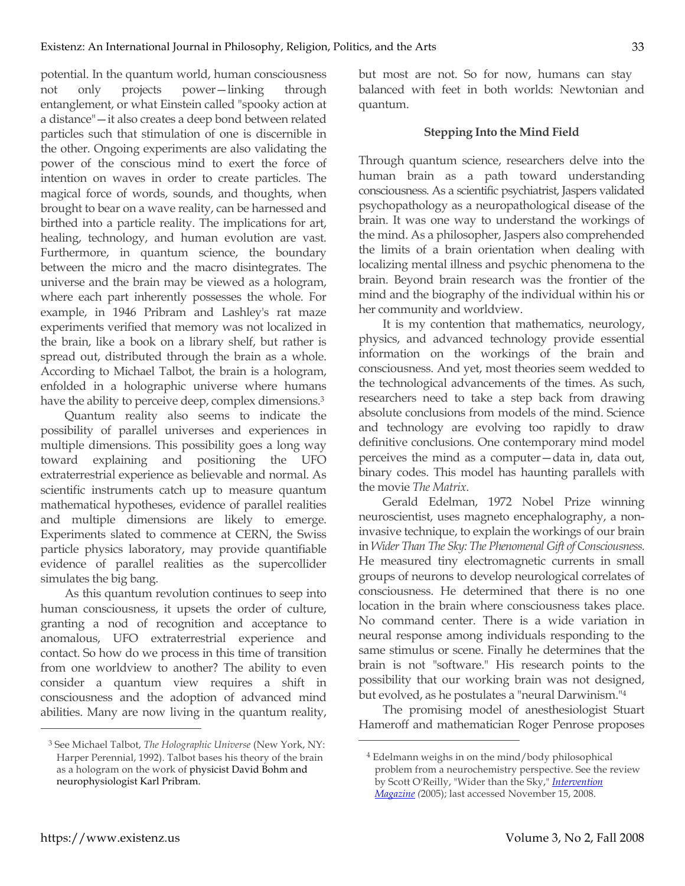potential. In the quantum world, human consciousness not only projects power—linking through entanglement, or what Einstein called "spooky action at a distance"—it also creates a deep bond between related particles such that stimulation of one is discernible in the other. Ongoing experiments are also validating the power of the conscious mind to exert the force of intention on waves in order to create particles. The magical force of words, sounds, and thoughts, when brought to bear on a wave reality, can be harnessed and birthed into a particle reality. The implications for art, healing, technology, and human evolution are vast. Furthermore, in quantum science, the boundary between the micro and the macro disintegrates. The universe and the brain may be viewed as a hologram, where each part inherently possesses the whole. For example, in 1946 Pribram and Lashley's rat maze experiments verified that memory was not localized in the brain, like a book on a library shelf, but rather is spread out, distributed through the brain as a whole. According to Michael Talbot, the brain is a hologram, enfolded in a holographic universe where humans have the ability to perceive deep, complex dimensions.[3]

Quantum reality also seems to indicate the possibility of parallel universes and experiences in multiple dimensions. This possibility goes a long way toward explaining and positioning the UFO extraterrestrial experience as believable and normal. As scientific instruments catch up to measure quantum mathematical hypotheses, evidence of parallel realities and multiple dimensions are likely to emerge. Experiments slated to commence at CERN, the Swiss particle physics laboratory, may provide quantifiable evidence of parallel realities as the supercollider simulates the big bang.

As this quantum revolution continues to seep into human consciousness, it upsets the order of culture, granting a nod of recognition and acceptance to anomalous, UFO extraterrestrial experience and contact. So how do we process in this time of transition from one worldview to another? The ability to even consider a quantum view requires a shift in consciousness and the adoption of advanced mind abilities. Many are now living in the quantum reality, but most are not. So for now, humans can stay balanced with feet in both worlds: Newtonian and quantum.

### Stepping Into the Mind Field

Through quantum science, researchers delve into the human brain as a path toward understanding consciousness. As a scientific psychiatrist, Jaspers validated psychopathology as a neuropathological disease of the brain. It was one way to understand the workings of the mind. As a philosopher, Jaspers also comprehended the limits of a brain orientation when dealing with localizing mental illness and psychic phenomena to the brain. Beyond brain research was the frontier of the mind and the biography of the individual within his or her community and worldview.

It is my contention that mathematics, neurology, physics, and advanced technology provide essential information on the workings of the brain and consciousness. And yet, most theories seem wedded to the technological advancements of the times. As such, researchers need to take a step back from drawing absolute conclusions from models of the mind. Science and technology are evolving too rapidly to draw definitive conclusions. One contemporary mind model perceives the mind as a computer—data in, data out, binary codes. This model has haunting parallels with the movie *The Matrix*.

Gerald Edelman, 1972 Nobel Prize winning neuroscientist, uses magneto encephalography, a non-invasive technique, to explain the workings of our brain in *Wider Than The Sky: The Phenomenal Gift of Consciousness.* He measured tiny electromagnetic currents in small groups of neurons to develop neurological correlates of consciousness. He determined that there is no one location in the brain where consciousness takes place. No command center. There is a wide variation in neural response among individuals responding to the same stimulus or scene. Finally he determines that the brain is not "software." His research points to the possibility that our working brain was not designed, but evolved, as he postulates a "neural Darwinism."[4]

The promising model of anesthesiologist Stuart Hameroff and mathematician Roger Penrose proposes

---

[3] See Michael Talbot, *The Holographic Universe* (New York, NY: Harper Perennial, 1992). Talbot bases his theory of the brain as a hologram on the work of physicist David Bohm and neurophysiologist Karl Pribram.

[4] Edelmann weighs in on the mind/body philosophical problem from a neurochemistry perspective. See the review by Scott O'Reilly, "Wider than the Sky," *Intervention Magazine* (2005); last accessed November 15, 2008.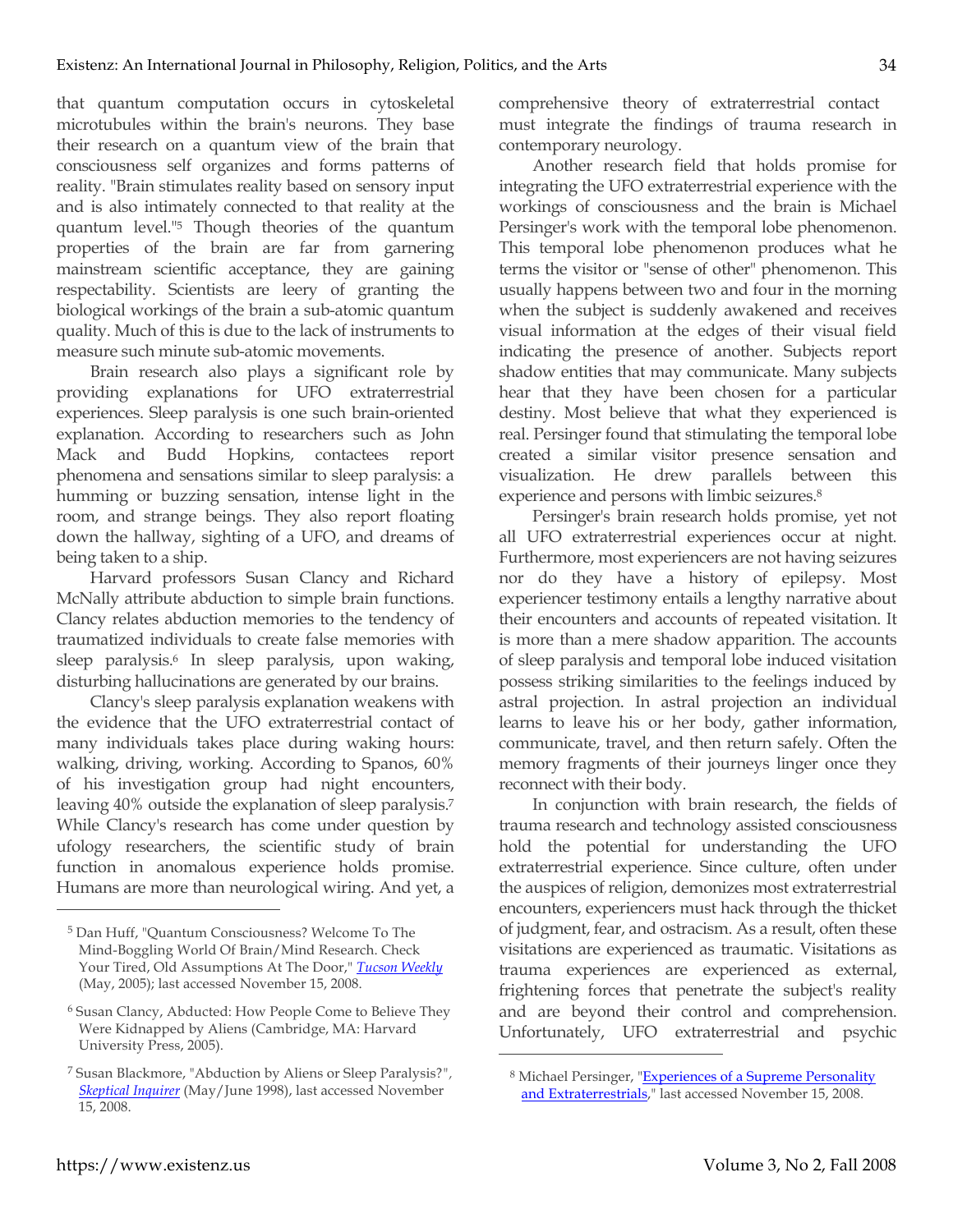that quantum computation occurs in cytoskeletal microtubules within the brain's neurons. They base their research on a quantum view of the brain that consciousness self organizes and forms patterns of reality. "Brain stimulates reality based on sensory input and is also intimately connected to that reality at the quantum level."[5] Though theories of the quantum properties of the brain are far from garnering mainstream scientific acceptance, they are gaining respectability. Scientists are leery of granting the biological workings of the brain a sub-atomic quantum quality. Much of this is due to the lack of instruments to measure such minute sub-atomic movements.

Brain research also plays a significant role by providing explanations for UFO extraterrestrial experiences. Sleep paralysis is one such brain-oriented explanation. According to researchers such as John Mack and Budd Hopkins, contactees report phenomena and sensations similar to sleep paralysis: a humming or buzzing sensation, intense light in the room, and strange beings. They also report floating down the hallway, sighting of a UFO, and dreams of being taken to a ship.

Harvard professors Susan Clancy and Richard McNally attribute abduction to simple brain functions. Clancy relates abduction memories to the tendency of traumatized individuals to create false memories with sleep paralysis.[6] In sleep paralysis, upon waking, disturbing hallucinations are generated by our brains.

Clancy's sleep paralysis explanation weakens with the evidence that the UFO extraterrestrial contact of many individuals takes place during waking hours: walking, driving, working. According to Spanos, 60% of his investigation group had night encounters, leaving 40% outside the explanation of sleep paralysis.[7] While Clancy's research has come under question by ufology researchers, the scientific study of brain function in anomalous experience holds promise. Humans are more than neurological wiring. And yet, a comprehensive theory of extraterrestrial contact must integrate the findings of trauma research in contemporary neurology.

Another research field that holds promise for integrating the UFO extraterrestrial experience with the workings of consciousness and the brain is Michael Persinger's work with the temporal lobe phenomenon. This temporal lobe phenomenon produces what he terms the visitor or "sense of other" phenomenon. This usually happens between two and four in the morning when the subject is suddenly awakened and receives visual information at the edges of their visual field indicating the presence of another. Subjects report shadow entities that may communicate. Many subjects hear that they have been chosen for a particular destiny. Most believe that what they experienced is real. Persinger found that stimulating the temporal lobe created a similar visitor presence sensation and visualization. He drew parallels between this experience and persons with limbic seizures.[8]

Persinger's brain research holds promise, yet not all UFO extraterrestrial experiences occur at night. Furthermore, most experiencers are not having seizures nor do they have a history of epilepsy. Most experiencer testimony entails a lengthy narrative about their encounters and accounts of repeated visitation. It is more than a mere shadow apparition. The accounts of sleep paralysis and temporal lobe induced visitation possess striking similarities to the feelings induced by astral projection. In astral projection an individual learns to leave his or her body, gather information, communicate, travel, and then return safely. Often the memory fragments of their journeys linger once they reconnect with their body.

In conjunction with brain research, the fields of trauma research and technology assisted consciousness hold the potential for understanding the UFO extraterrestrial experience. Since culture, often under the auspices of religion, demonizes most extraterrestrial encounters, experiencers must hack through the thicket of judgment, fear, and ostracism. As a result, often these visitations are experienced as traumatic. Visitations as trauma experiences are experienced as external, frightening forces that penetrate the subject's reality and are beyond their control and comprehension. Unfortunately, UFO extraterrestrial and psychic

---

[5] Dan Huff, "Quantum Consciousness? Welcome To The Mind-Boggling World Of Brain/Mind Research. Check Your Tired, Old Assumptions At The Door," *Tucson Weekly* (May, 2005); last accessed November 15, 2008.

[6] Susan Clancy, Abducted: How People Come to Believe They Were Kidnapped by Aliens (Cambridge, MA: Harvard University Press, 2005).

[7] Susan Blackmore, "Abduction by Aliens or Sleep Paralysis?", *Skeptical Inquirer* (May/June 1998), last accessed November 15, 2008.

[8] Michael Persinger, "Experiences of a Supreme Personality and Extraterrestrials," last accessed November 15, 2008.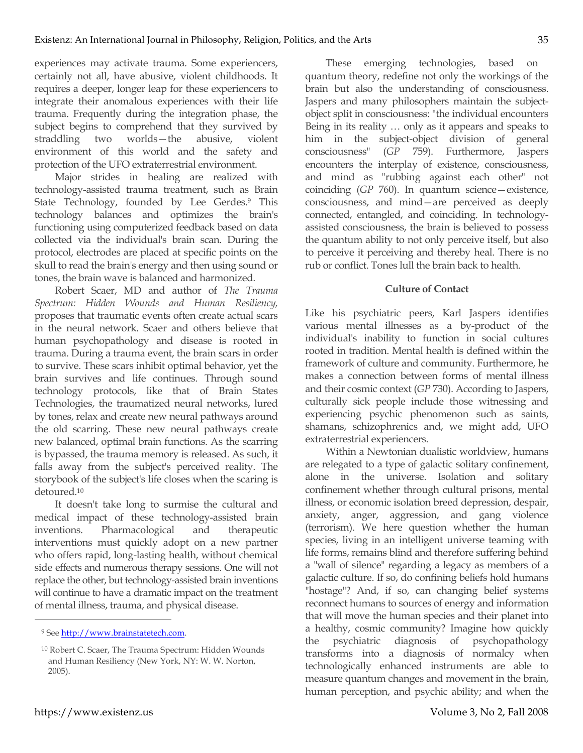experiences may activate trauma. Some experiencers, certainly not all, have abusive, violent childhoods. It requires a deeper, longer leap for these experiencers to integrate their anomalous experiences with their life trauma. Frequently during the integration phase, the subject begins to comprehend that they survived by straddling two worlds—the abusive, violent environment of this world and the safety and protection of the UFO extraterrestrial environment.

Major strides in healing are realized with technology-assisted trauma treatment, such as Brain State Technology, founded by Lee Gerdes.[9] This technology balances and optimizes the brain's functioning using computerized feedback based on data collected via the individual's brain scan. During the protocol, electrodes are placed at specific points on the skull to read the brain's energy and then using sound or tones, the brain wave is balanced and harmonized.

Robert Scaer, MD and author of *The Trauma Spectrum: Hidden Wounds and Human Resiliency,* proposes that traumatic events often create actual scars in the neural network. Scaer and others believe that human psychopathology and disease is rooted in trauma. During a trauma event, the brain scars in order to survive. These scars inhibit optimal behavior, yet the brain survives and life continues. Through sound technology protocols, like that of Brain States Technologies, the traumatized neural networks, lured by tones, relax and create new neural pathways around the old scarring. These new neural pathways create new balanced, optimal brain functions. As the scarring is bypassed, the trauma memory is released. As such, it falls away from the subject's perceived reality. The storybook of the subject's life closes when the scaring is detoured.[10]

It doesn't take long to surmise the cultural and medical impact of these technology-assisted brain inventions. Pharmacological and therapeutic interventions must quickly adopt on a new partner who offers rapid, long-lasting health, without chemical side effects and numerous therapy sessions. One will not replace the other, but technology-assisted brain inventions will continue to have a dramatic impact on the treatment of mental illness, trauma, and physical disease.

These emerging technologies, based on quantum theory, redefine not only the workings of the brain but also the understanding of consciousness. Jaspers and many philosophers maintain the subject-object split in consciousness: "the individual encounters Being in its reality … only as it appears and speaks to him in the subject-object division of general consciousness" (*GP* 759). Furthermore, Jaspers encounters the interplay of existence, consciousness, and mind as "rubbing against each other" not coinciding (*GP* 760). In quantum science—existence, consciousness, and mind—are perceived as deeply connected, entangled, and coinciding. In technology-assisted consciousness, the brain is believed to possess the quantum ability to not only perceive itself, but also to perceive it perceiving and thereby heal. There is no rub or conflict. Tones lull the brain back to health.

## Culture of Contact

Like his psychiatric peers, Karl Jaspers identifies various mental illnesses as a by-product of the individual's inability to function in social cultures rooted in tradition. Mental health is defined within the framework of culture and community. Furthermore, he makes a connection between forms of mental illness and their cosmic context (*GP* 730). According to Jaspers, culturally sick people include those witnessing and experiencing psychic phenomenon such as saints, shamans, schizophrenics and, we might add, UFO extraterrestrial experiencers.

Within a Newtonian dualistic worldview, humans are relegated to a type of galactic solitary confinement, alone in the universe. Isolation and solitary confinement whether through cultural prisons, mental illness, or economic isolation breed depression, despair, anxiety, anger, aggression, and gang violence (terrorism). We here question whether the human species, living in an intelligent universe teaming with life forms, remains blind and therefore suffering behind a "wall of silence" regarding a legacy as members of a galactic culture. If so, do confining beliefs hold humans "hostage"? And, if so, can changing belief systems reconnect humans to sources of energy and information that will move the human species and their planet into a healthy, cosmic community? Imagine how quickly the psychiatric diagnosis of psychopathology transforms into a diagnosis of normalcy when technologically enhanced instruments are able to measure quantum changes and movement in the brain, human perception, and psychic ability; and when the

---

[9] See http://www.brainstatetech.com.

[10] Robert C. Scaer, The Trauma Spectrum: Hidden Wounds and Human Resiliency (New York, NY: W. W. Norton, 2005).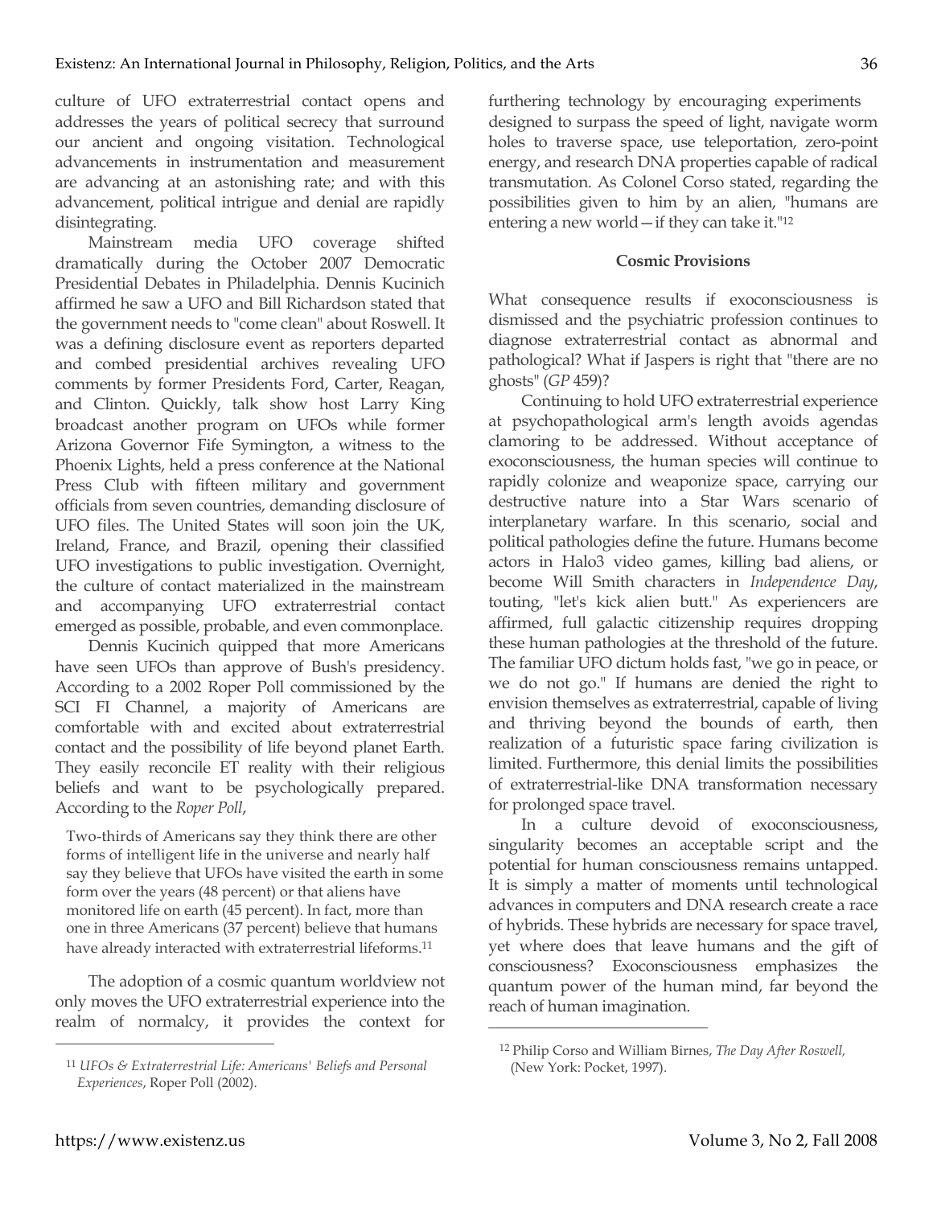culture of UFO extraterrestrial contact opens and addresses the years of political secrecy that surround our ancient and ongoing visitation. Technological advancements in instrumentation and measurement are advancing at an astonishing rate; and with this advancement, political intrigue and denial are rapidly disintegrating.

Mainstream media UFO coverage shifted dramatically during the October 2007 Democratic Presidential Debates in Philadelphia. Dennis Kucinich affirmed he saw a UFO and Bill Richardson stated that the government needs to "come clean" about Roswell. It was a defining disclosure event as reporters departed and combed presidential archives revealing UFO comments by former Presidents Ford, Carter, Reagan, and Clinton. Quickly, talk show host Larry King broadcast another program on UFOs while former Arizona Governor Fife Symington, a witness to the Phoenix Lights, held a press conference at the National Press Club with fifteen military and government officials from seven countries, demanding disclosure of UFO files. The United States will soon join the UK, Ireland, France, and Brazil, opening their classified UFO investigations to public investigation. Overnight, the culture of contact materialized in the mainstream and accompanying UFO extraterrestrial contact emerged as possible, probable, and even commonplace.

Dennis Kucinich quipped that more Americans have seen UFOs than approve of Bush's presidency. According to a 2002 Roper Poll commissioned by the SCI FI Channel, a majority of Americans are comfortable with and excited about extraterrestrial contact and the possibility of life beyond planet Earth. They easily reconcile ET reality with their religious beliefs and want to be psychologically prepared. According to the *Roper Poll*,

> Two-thirds of Americans say they think there are other forms of intelligent life in the universe and nearly half say they believe that UFOs have visited the earth in some form over the years (48 percent) or that aliens have monitored life on earth (45 percent). In fact, more than one in three Americans (37 percent) believe that humans have already interacted with extraterrestrial lifeforms.[11]

The adoption of a cosmic quantum worldview not only moves the UFO extraterrestrial experience into the realm of normalcy, it provides the context for furthering technology by encouraging experiments designed to surpass the speed of light, navigate worm holes to traverse space, use teleportation, zero-point energy, and research DNA properties capable of radical transmutation. As Colonel Corso stated, regarding the possibilities given to him by an alien, "humans are entering a new world—if they can take it."[12]

### Cosmic Provisions

What consequence results if exoconsciousness is dismissed and the psychiatric profession continues to diagnose extraterrestrial contact as abnormal and pathological? What if Jaspers is right that "there are no ghosts" (*GP* 459)?

Continuing to hold UFO extraterrestrial experience at psychopathological arm's length avoids agendas clamoring to be addressed. Without acceptance of exoconsciousness, the human species will continue to rapidly colonize and weaponize space, carrying our destructive nature into a Star Wars scenario of interplanetary warfare. In this scenario, social and political pathologies define the future. Humans become actors in Halo3 video games, killing bad aliens, or become Will Smith characters in *Independence Day*, touting, "let's kick alien butt." As experiencers are affirmed, full galactic citizenship requires dropping these human pathologies at the threshold of the future. The familiar UFO dictum holds fast, "we go in peace, or we do not go." If humans are denied the right to envision themselves as extraterrestrial, capable of living and thriving beyond the bounds of earth, then realization of a futuristic space faring civilization is limited. Furthermore, this denial limits the possibilities of extraterrestrial-like DNA transformation necessary for prolonged space travel.

In a culture devoid of exoconsciousness, singularity becomes an acceptable script and the potential for human consciousness remains untapped. It is simply a matter of moments until technological advances in computers and DNA research create a race of hybrids. These hybrids are necessary for space travel, yet where does that leave humans and the gift of consciousness? Exoconsciousness emphasizes the quantum power of the human mind, far beyond the reach of human imagination.

---

[11] *UFOs & Extraterrestrial Life: Americans' Beliefs and Personal Experiences*, Roper Poll (2002).

[12] Philip Corso and William Birnes, *The Day After Roswell,* (New York: Pocket, 1997).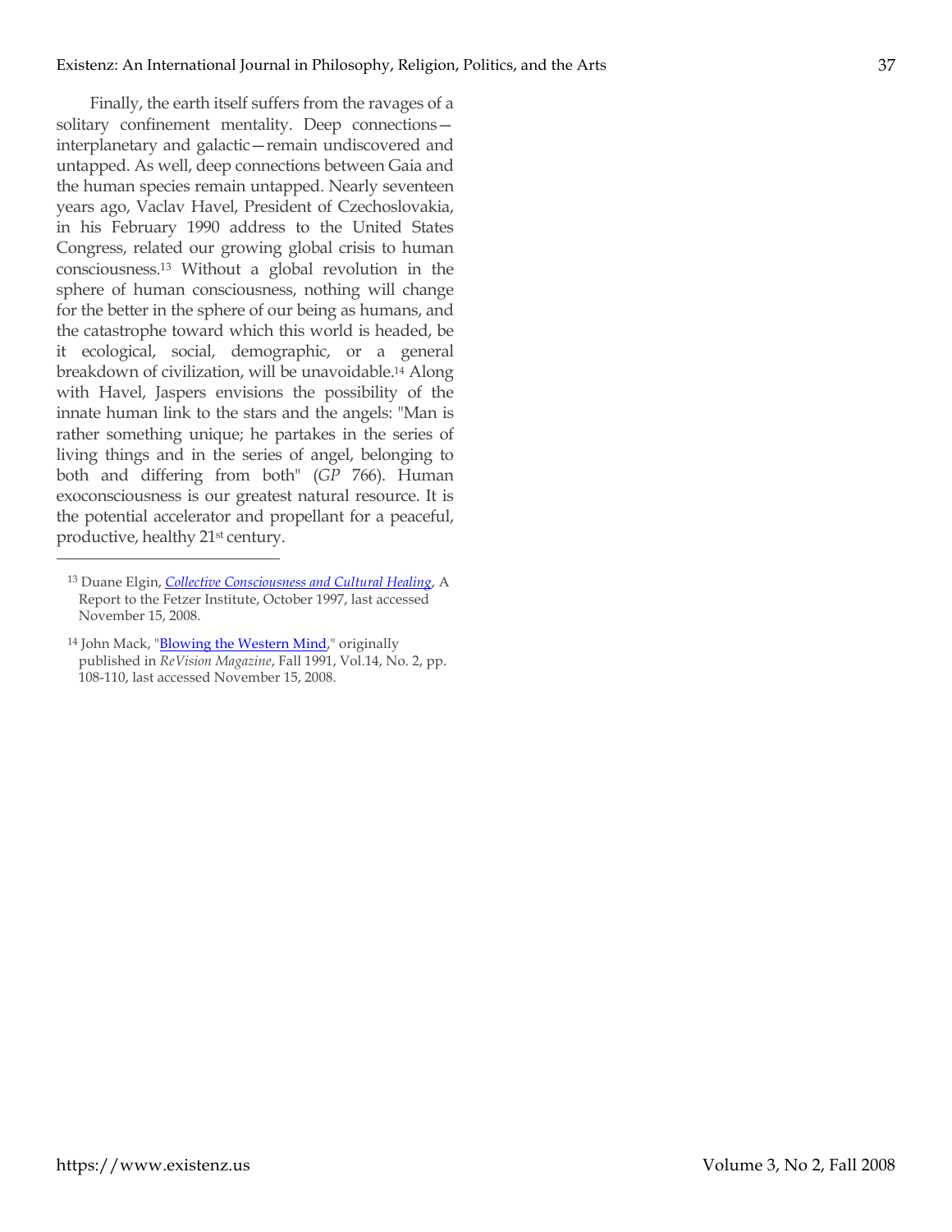Finally, the earth itself suffers from the ravages of a solitary confinement mentality. Deep connections—interplanetary and galactic—remain undiscovered and untapped. As well, deep connections between Gaia and the human species remain untapped. Nearly seventeen years ago, Vaclav Havel, President of Czechoslovakia, in his February 1990 address to the United States Congress, related our growing global crisis to human consciousness.[13] Without a global revolution in the sphere of human consciousness, nothing will change for the better in the sphere of our being as humans, and the catastrophe toward which this world is headed, be it ecological, social, demographic, or a general breakdown of civilization, will be unavoidable.[14] Along with Havel, Jaspers envisions the possibility of the innate human link to the stars and the angels: "Man is rather something unique; he partakes in the series of living things and in the series of angel, belonging to both and differing from both" (*GP* 766). Human exoconsciousness is our greatest natural resource. It is the potential accelerator and propellant for a peaceful, productive, healthy 21st century.

---

[13] Duane Elgin, *Collective Consciousness and Cultural Healing*, A Report to the Fetzer Institute, October 1997, last accessed November 15, 2008.

[14] John Mack, "Blowing the Western Mind," originally published in *ReVision Magazine*, Fall 1991, Vol.14, No. 2, pp. 108-110, last accessed November 15, 2008.